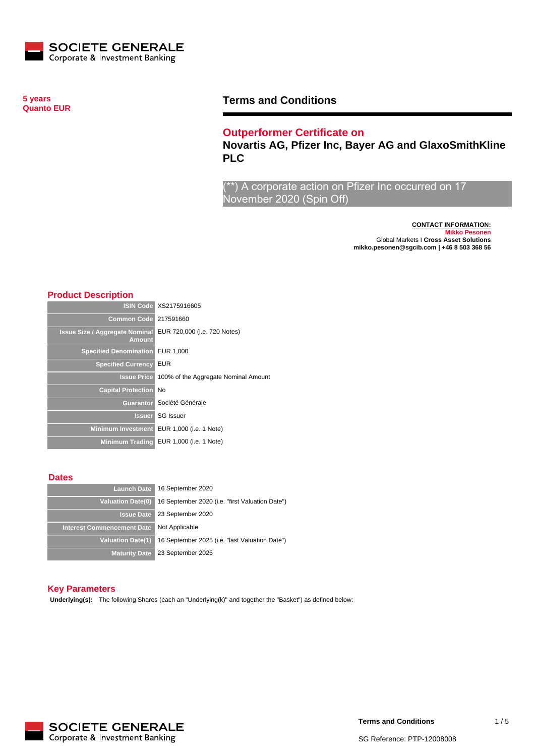SOCIETE GENERALE
Corporate & Investment Banking

**5 years**
**Quanto EUR**

# Terms and Conditions

## Outperformer Certificate on

## Novartis AG, Pfizer Inc, Bayer AG and GlaxoSmithKline PLC

(**) A corporate action on Pfizer Inc occurred on 17 November 2020 (Spin Off)

**CONTACT INFORMATION:**
**Mikko Pesonen**
Global Markets I **Cross Asset Solutions**
**mikko.pesonen@sgcib.com | +46 8 503 368 56**

## Product Description

| | |
|---|---|
| **ISIN Code** | XS2175916605 |
| **Common Code** | 217591660 |
| **Issue Size / Aggregate Nominal Amount** | EUR 720,000 (i.e. 720 Notes) |
| **Specified Denomination** | EUR 1,000 |
| **Specified Currency** | EUR |
| **Issue Price** | 100% of the Aggregate Nominal Amount |
| **Capital Protection** | No |
| **Guarantor** | Société Générale |
| **Issuer** | SG Issuer |
| **Minimum Investment** | EUR 1,000 (i.e. 1 Note) |
| **Minimum Trading** | EUR 1,000 (i.e. 1 Note) |

## Dates

| | |
|---|---|
| **Launch Date** | 16 September 2020 |
| **Valuation Date(0)** | 16 September 2020 (i.e. "first Valuation Date") |
| **Issue Date** | 23 September 2020 |
| **Interest Commencement Date** | Not Applicable |
| **Valuation Date(1)** | 16 September 2025 (i.e. "last Valuation Date") |
| **Maturity Date** | 23 September 2025 |

## Key Parameters

**Underlying(s):** The following Shares (each an "Underlying(k)" and together the "Basket") as defined below: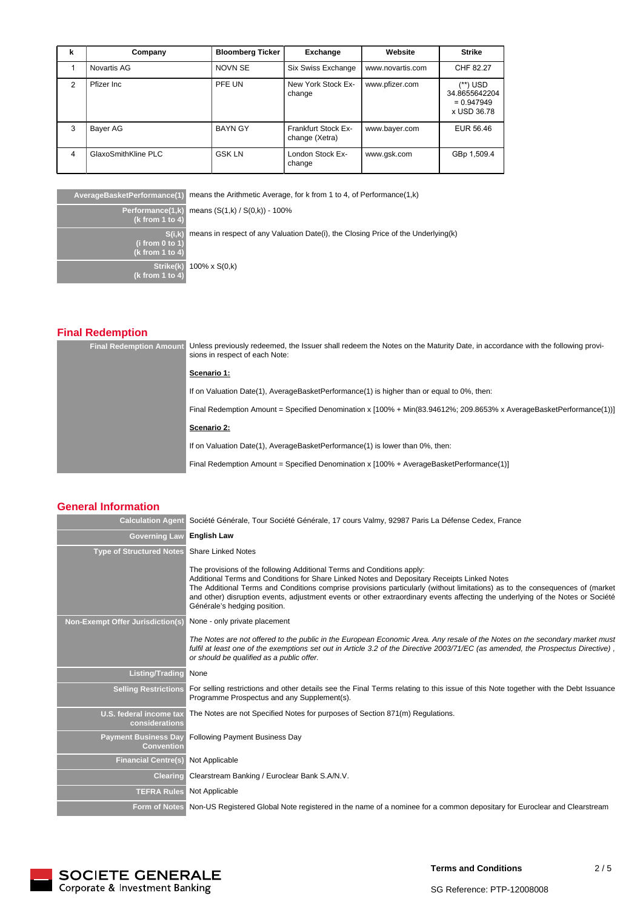| k | Company | Bloomberg Ticker | Exchange | Website | Strike |
|---|---|---|---|---|---|
| 1 | Novartis AG | NOVN SE | Six Swiss Exchange | www.novartis.com | CHF 82.27 |
| 2 | Pfizer Inc | PFE UN | New York Stock Exchange | www.pfizer.com | (**) USD 34.8655642204 = 0.947949 x USD 36.78 |
| 3 | Bayer AG | BAYN GY | Frankfurt Stock Exchange (Xetra) | www.bayer.com | EUR 56.46 |
| 4 | GlaxoSmithKline PLC | GSK LN | London Stock Exchange | www.gsk.com | GBp 1,509.4 |

| | |
|---|---|
| **AverageBasketPerformance(1)** | means the Arithmetic Average, for k from 1 to 4, of Performance(1,k) |
| **Performance(1,k) (k from 1 to 4)** | means (S(1,k) / S(0,k)) - 100% |
| **S(i,k) (i from 0 to 1) (k from 1 to 4)** | means in respect of any Valuation Date(i), the Closing Price of the Underlying(k) |
| **Strike(k) (k from 1 to 4)** | 100% x S(0,k) |

## Final Redemption

**Final Redemption Amount**

Unless previously redeemed, the Issuer shall redeem the Notes on the Maturity Date, in accordance with the following provisions in respect of each Note:

**Scenario 1:**

If on Valuation Date(1), AverageBasketPerformance(1) is higher than or equal to 0%, then:

Final Redemption Amount = Specified Denomination x [100% + Min(83.94612%; 209.8653% x AverageBasketPerformance(1))]

**Scenario 2:**

If on Valuation Date(1), AverageBasketPerformance(1) is lower than 0%, then:

Final Redemption Amount = Specified Denomination x [100% + AverageBasketPerformance(1)]

## General Information

| | |
|---|---|
| **Calculation Agent** | Société Générale, Tour Société Générale, 17 cours Valmy, 92987 Paris La Défense Cedex, France |
| **Governing Law** | **English Law** |
| **Type of Structured Notes** | Share Linked Notes<br><br>The provisions of the following Additional Terms and Conditions apply:<br>Additional Terms and Conditions for Share Linked Notes and Depositary Receipts Linked Notes<br>The Additional Terms and Conditions comprise provisions particularly (without limitations) as to the consequences of (market and other) disruption events, adjustment events or other extraordinary events affecting the underlying of the Notes or Société Générale's hedging position. |
| **Non-Exempt Offer Jurisdiction(s)** | None - only private placement<br><br>*The Notes are not offered to the public in the European Economic Area. Any resale of the Notes on the secondary market must fulfil at least one of the exemptions set out in Article 3.2 of the Directive 2003/71/EC (as amended, the Prospectus Directive) , or should be qualified as a public offer.* |
| **Listing/Trading** | None |
| **Selling Restrictions** | For selling restrictions and other details see the Final Terms relating to this issue of this Note together with the Debt Issuance Programme Prospectus and any Supplement(s). |
| **U.S. federal income tax considerations** | The Notes are not Specified Notes for purposes of Section 871(m) Regulations. |
| **Payment Business Day Convention** | Following Payment Business Day |
| **Financial Centre(s)** | Not Applicable |
| **Clearing** | Clearstream Banking / Euroclear Bank S.A/N.V. |
| **TEFRA Rules** | Not Applicable |
| **Form of Notes** | Non-US Registered Global Note registered in the name of a nominee for a common depositary for Euroclear and Clearstream |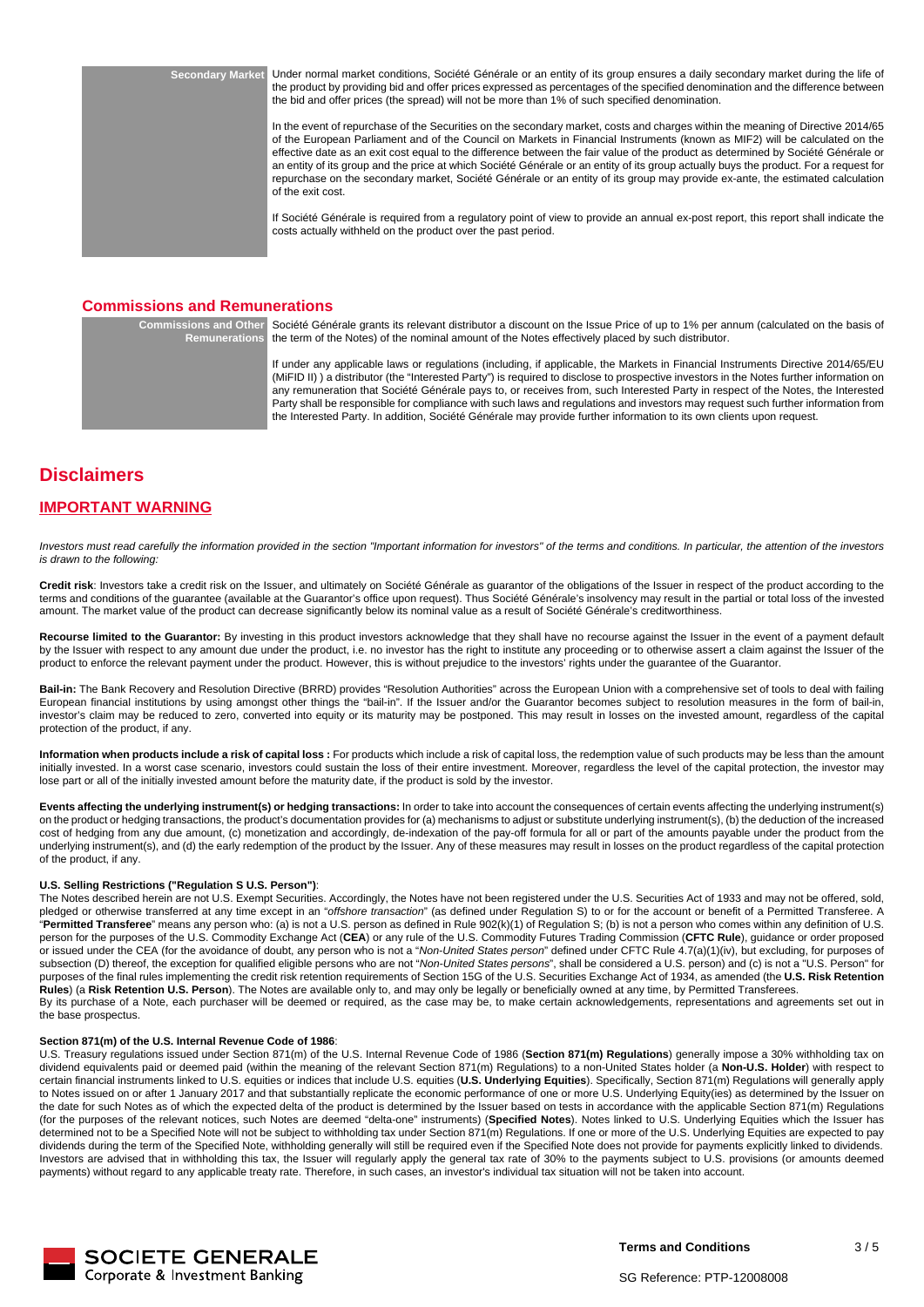| | |
|---|---|
| **Secondary Market** | Under normal market conditions, Société Générale or an entity of its group ensures a daily secondary market during the life of the product by providing bid and offer prices expressed as percentages of the specified denomination and the difference between the bid and offer prices (the spread) will not be more than 1% of such specified denomination.<br><br>In the event of repurchase of the Securities on the secondary market, costs and charges within the meaning of Directive 2014/65 of the European Parliament and of the Council on Markets in Financial Instruments (known as MIF2) will be calculated on the effective date as an exit cost equal to the difference between the fair value of the product as determined by Société Générale or an entity of its group and the price at which Société Générale or an entity of its group actually buys the product. For a request for repurchase on the secondary market, Société Générale or an entity of its group may provide ex-ante, the estimated calculation of the exit cost.<br><br>If Société Générale is required from a regulatory point of view to provide an annual ex-post report, this report shall indicate the costs actually withheld on the product over the past period. |

## Commissions and Remunerations

| | |
|---|---|
| **Commissions and Other Remunerations** | Société Générale grants its relevant distributor a discount on the Issue Price of up to 1% per annum (calculated on the basis of the term of the Notes) of the nominal amount of the Notes effectively placed by such distributor.<br><br>If under any applicable laws or regulations (including, if applicable, the Markets in Financial Instruments Directive 2014/65/EU (MiFID II) ) a distributor (the "Interested Party") is required to disclose to prospective investors in the Notes further information on any remuneration that Société Générale pays to, or receives from, such Interested Party in respect of the Notes, the Interested Party shall be responsible for compliance with such laws and regulations and investors may request such further information from the Interested Party. In addition, Société Générale may provide further information to its own clients upon request. |

# Disclaimers

## IMPORTANT WARNING

*Investors must read carefully the information provided in the section "Important information for investors" of the terms and conditions. In particular, the attention of the investors is drawn to the following:*

**Credit risk**: Investors take a credit risk on the Issuer, and ultimately on Société Générale as guarantor of the obligations of the Issuer in respect of the product according to the terms and conditions of the guarantee (available at the Guarantor's office upon request). Thus Société Générale's insolvency may result in the partial or total loss of the invested amount. The market value of the product can decrease significantly below its nominal value as a result of Société Générale's creditworthiness.

**Recourse limited to the Guarantor:** By investing in this product investors acknowledge that they shall have no recourse against the Issuer in the event of a payment default by the Issuer with respect to any amount due under the product, i.e. no investor has the right to institute any proceeding or to otherwise assert a claim against the Issuer of the product to enforce the relevant payment under the product. However, this is without prejudice to the investors' rights under the guarantee of the Guarantor.

**Bail-in:** The Bank Recovery and Resolution Directive (BRRD) provides "Resolution Authorities" across the European Union with a comprehensive set of tools to deal with failing European financial institutions by using amongst other things the "bail-in". If the Issuer and/or the Guarantor becomes subject to resolution measures in the form of bail-in, investor's claim may be reduced to zero, converted into equity or its maturity may be postponed. This may result in losses on the invested amount, regardless of the capital protection of the product, if any.

**Information when products include a risk of capital loss :** For products which include a risk of capital loss, the redemption value of such products may be less than the amount initially invested. In a worst case scenario, investors could sustain the loss of their entire investment. Moreover, regardless the level of the capital protection, the investor may lose part or all of the initially invested amount before the maturity date, if the product is sold by the investor.

**Events affecting the underlying instrument(s) or hedging transactions:** In order to take into account the consequences of certain events affecting the underlying instrument(s) on the product or hedging transactions, the product's documentation provides for (a) mechanisms to adjust or substitute underlying instrument(s), (b) the deduction of the increased cost of hedging from any due amount, (c) monetization and accordingly, de-indexation of the pay-off formula for all or part of the amounts payable under the product from the underlying instrument(s), and (d) the early redemption of the product by the Issuer. Any of these measures may result in losses on the product regardless of the capital protection of the product, if any.

**U.S. Selling Restrictions ("Regulation S U.S. Person")**:
The Notes described herein are not U.S. Exempt Securities. Accordingly, the Notes have not been registered under the U.S. Securities Act of 1933 and may not be offered, sold, pledged or otherwise transferred at any time except in an "*offshore transaction*" (as defined under Regulation S) to or for the account or benefit of a Permitted Transferee. A "**Permitted Transferee**" means any person who: (a) is not a U.S. person as defined in Rule 902(k)(1) of Regulation S; (b) is not a person who comes within any definition of U.S. person for the purposes of the U.S. Commodity Exchange Act (**CEA**) or any rule of the U.S. Commodity Futures Trading Commission (**CFTC Rule**), guidance or order proposed or issued under the CEA (for the avoidance of doubt, any person who is not a "*Non-United States person*" defined under CFTC Rule 4.7(a)(1)(iv), but excluding, for purposes of subsection (D) thereof, the exception for qualified eligible persons who are not "*Non-United States persons*", shall be considered a U.S. person) and (c) is not a "U.S. Person" for purposes of the final rules implementing the credit risk retention requirements of Section 15G of the U.S. Securities Exchange Act of 1934, as amended (the **U.S. Risk Retention Rules**) (a **Risk Retention U.S. Person**). The Notes are available only to, and may only be legally or beneficially owned at any time, by Permitted Transferees.
By its purchase of a Note, each purchaser will be deemed or required, as the case may be, to make certain acknowledgements, representations and agreements set out in the base prospectus.

**Section 871(m) of the U.S. Internal Revenue Code of 1986**:
U.S. Treasury regulations issued under Section 871(m) of the U.S. Internal Revenue Code of 1986 (**Section 871(m) Regulations**) generally impose a 30% withholding tax on dividend equivalents paid or deemed paid (within the meaning of the relevant Section 871(m) Regulations) to a non-United States holder (a **Non-U.S. Holder**) with respect to certain financial instruments linked to U.S. equities or indices that include U.S. equities (**U.S. Underlying Equities**). Specifically, Section 871(m) Regulations will generally apply to Notes issued on or after 1 January 2017 and that substantially replicate the economic performance of one or more U.S. Underlying Equity(ies) as determined by the Issuer on the date for such Notes as of which the expected delta of the product is determined by the Issuer based on tests in accordance with the applicable Section 871(m) Regulations (for the purposes of the relevant notices, such Notes are deemed "delta-one" instruments) (**Specified Notes**). Notes linked to U.S. Underlying Equities which the Issuer has determined not to be a Specified Note will not be subject to withholding tax under Section 871(m) Regulations. If one or more of the U.S. Underlying Equities are expected to pay dividends during the term of the Specified Note, withholding generally will still be required even if the Specified Note does not provide for payments explicitly linked to dividends. Investors are advised that in withholding this tax, the Issuer will regularly apply the general tax rate of 30% to the payments subject to U.S. provisions (or amounts deemed payments) without regard to any applicable treaty rate. Therefore, in such cases, an investor's individual tax situation will not be taken into account.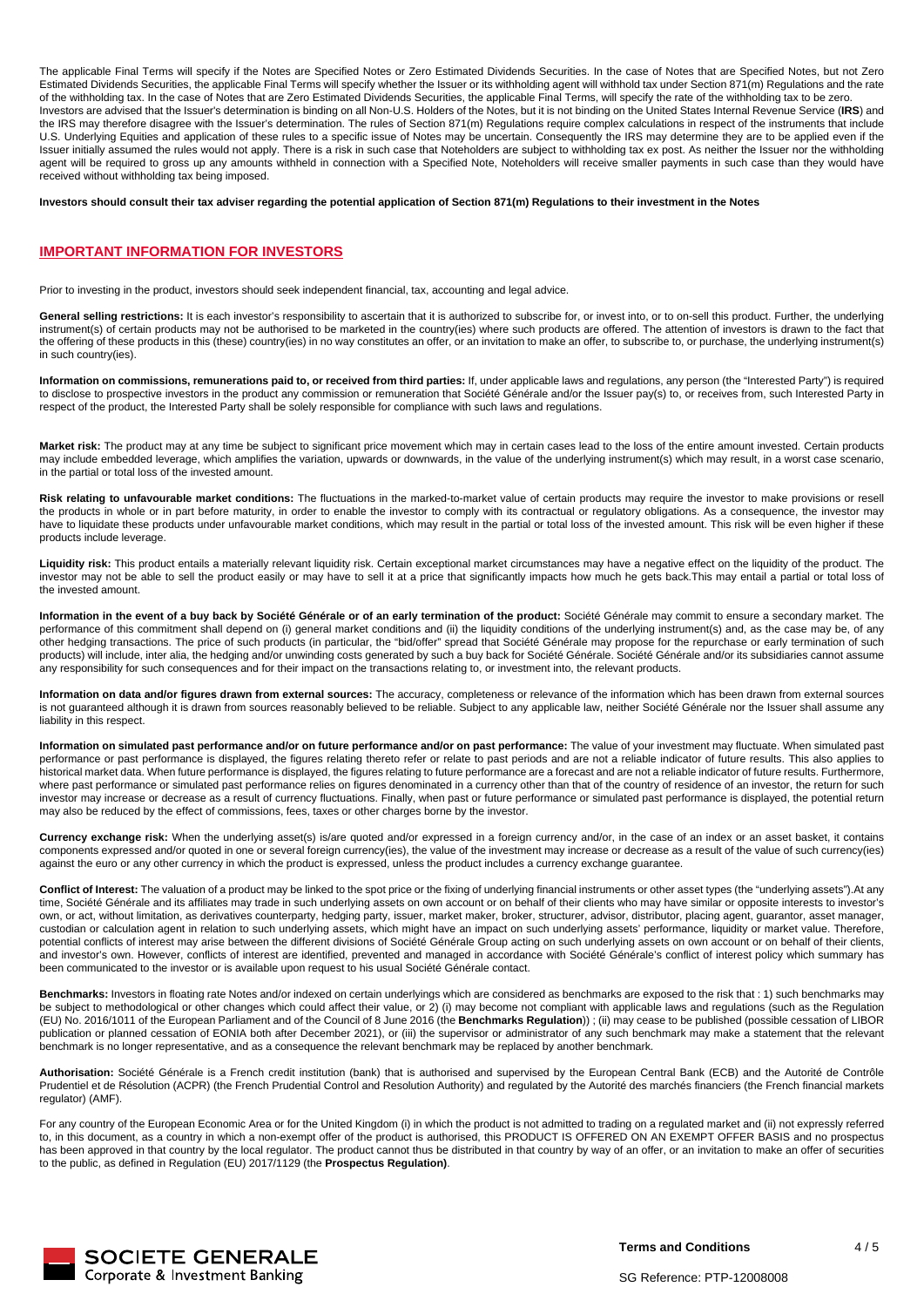The applicable Final Terms will specify if the Notes are Specified Notes or Zero Estimated Dividends Securities. In the case of Notes that are Specified Notes, but not Zero Estimated Dividends Securities, the applicable Final Terms will specify whether the Issuer or its withholding agent will withhold tax under Section 871(m) Regulations and the rate of the withholding tax. In the case of Notes that are Zero Estimated Dividends Securities, the applicable Final Terms, will specify the rate of the withholding tax to be zero.
Investors are advised that the Issuer's determination is binding on all Non-U.S. Holders of the Notes, but it is not binding on the United States Internal Revenue Service (**IRS**) and the IRS may therefore disagree with the Issuer's determination. The rules of Section 871(m) Regulations require complex calculations in respect of the instruments that include U.S. Underlying Equities and application of these rules to a specific issue of Notes may be uncertain. Consequently the IRS may determine they are to be applied even if the Issuer initially assumed the rules would not apply. There is a risk in such case that Noteholders are subject to withholding tax ex post. As neither the Issuer nor the withholding agent will be required to gross up any amounts withheld in connection with a Specified Note, Noteholders will receive smaller payments in such case than they would have received without withholding tax being imposed.

**Investors should consult their tax adviser regarding the potential application of Section 871(m) Regulations to their investment in the Notes**

## IMPORTANT INFORMATION FOR INVESTORS

Prior to investing in the product, investors should seek independent financial, tax, accounting and legal advice.

**General selling restrictions:** It is each investor's responsibility to ascertain that it is authorized to subscribe for, or invest into, or to on-sell this product. Further, the underlying instrument(s) of certain products may not be authorised to be marketed in the country(ies) where such products are offered. The attention of investors is drawn to the fact that the offering of these products in this (these) country(ies) in no way constitutes an offer, or an invitation to make an offer, to subscribe to, or purchase, the underlying instrument(s) in such country(ies).

**Information on commissions, remunerations paid to, or received from third parties:** If, under applicable laws and regulations, any person (the "Interested Party") is required to disclose to prospective investors in the product any commission or remuneration that Société Générale and/or the Issuer pay(s) to, or receives from, such Interested Party in respect of the product, the Interested Party shall be solely responsible for compliance with such laws and regulations.

**Market risk:** The product may at any time be subject to significant price movement which may in certain cases lead to the loss of the entire amount invested. Certain products may include embedded leverage, which amplifies the variation, upwards or downwards, in the value of the underlying instrument(s) which may result, in a worst case scenario, in the partial or total loss of the invested amount.

**Risk relating to unfavourable market conditions:** The fluctuations in the marked-to-market value of certain products may require the investor to make provisions or resell the products in whole or in part before maturity, in order to enable the investor to comply with its contractual or regulatory obligations. As a consequence, the investor may have to liquidate these products under unfavourable market conditions, which may result in the partial or total loss of the invested amount. This risk will be even higher if these products include leverage.

**Liquidity risk:** This product entails a materially relevant liquidity risk. Certain exceptional market circumstances may have a negative effect on the liquidity of the product. The investor may not be able to sell the product easily or may have to sell it at a price that significantly impacts how much he gets back.This may entail a partial or total loss of the invested amount.

**Information in the event of a buy back by Société Générale or of an early termination of the product:** Société Générale may commit to ensure a secondary market. The performance of this commitment shall depend on (i) general market conditions and (ii) the liquidity conditions of the underlying instrument(s) and, as the case may be, of any other hedging transactions. The price of such products (in particular, the "bid/offer" spread that Société Générale may propose for the repurchase or early termination of such products) will include, inter alia, the hedging and/or unwinding costs generated by such a buy back for Société Générale. Société Générale and/or its subsidiaries cannot assume any responsibility for such consequences and for their impact on the transactions relating to, or investment into, the relevant products.

**Information on data and/or figures drawn from external sources:** The accuracy, completeness or relevance of the information which has been drawn from external sources is not guaranteed although it is drawn from sources reasonably believed to be reliable. Subject to any applicable law, neither Société Générale nor the Issuer shall assume any liability in this respect.

**Information on simulated past performance and/or on future performance and/or on past performance:** The value of your investment may fluctuate. When simulated past performance or past performance is displayed, the figures relating thereto refer or relate to past periods and are not a reliable indicator of future results. This also applies to historical market data. When future performance is displayed, the figures relating to future performance are a forecast and are not a reliable indicator of future results. Furthermore, where past performance or simulated past performance relies on figures denominated in a currency other than that of the country of residence of an investor, the return for such investor may increase or decrease as a result of currency fluctuations. Finally, when past or future performance or simulated past performance is displayed, the potential return may also be reduced by the effect of commissions, fees, taxes or other charges borne by the investor.

**Currency exchange risk:** When the underlying asset(s) is/are quoted and/or expressed in a foreign currency and/or, in the case of an index or an asset basket, it contains components expressed and/or quoted in one or several foreign currency(ies), the value of the investment may increase or decrease as a result of the value of such currency(ies) against the euro or any other currency in which the product is expressed, unless the product includes a currency exchange guarantee.

**Conflict of Interest:** The valuation of a product may be linked to the spot price or the fixing of underlying financial instruments or other asset types (the "underlying assets").At any time, Société Générale and its affiliates may trade in such underlying assets on own account or on behalf of their clients who may have similar or opposite interests to investor's own, or act, without limitation, as derivatives counterparty, hedging party, issuer, market maker, broker, structurer, advisor, distributor, placing agent, guarantor, asset manager, custodian or calculation agent in relation to such underlying assets, which might have an impact on such underlying assets' performance, liquidity or market value. Therefore, potential conflicts of interest may arise between the different divisions of Société Générale Group acting on such underlying assets on own account or on behalf of their clients, and investor's own. However, conflicts of interest are identified, prevented and managed in accordance with Société Générale's conflict of interest policy which summary has been communicated to the investor or is available upon request to his usual Société Générale contact.

**Benchmarks:** Investors in floating rate Notes and/or indexed on certain underlyings which are considered as benchmarks are exposed to the risk that : 1) such benchmarks may be subject to methodological or other changes which could affect their value, or 2) (i) may become not compliant with applicable laws and regulations (such as the Regulation (EU) No. 2016/1011 of the European Parliament and of the Council of 8 June 2016 (the **Benchmarks Regulation**)) ; (ii) may cease to be published (possible cessation of LIBOR publication or planned cessation of EONIA both after December 2021), or (iii) the supervisor or administrator of any such benchmark may make a statement that the relevant benchmark is no longer representative, and as a consequence the relevant benchmark may be replaced by another benchmark.

**Authorisation:** Société Générale is a French credit institution (bank) that is authorised and supervised by the European Central Bank (ECB) and the Autorité de Contrôle Prudentiel et de Résolution (ACPR) (the French Prudential Control and Resolution Authority) and regulated by the Autorité des marchés financiers (the French financial markets regulator) (AMF).

For any country of the European Economic Area or for the United Kingdom (i) in which the product is not admitted to trading on a regulated market and (ii) not expressly referred to, in this document, as a country in which a non-exempt offer of the product is authorised, this PRODUCT IS OFFERED ON AN EXEMPT OFFER BASIS and no prospectus has been approved in that country by the local regulator. The product cannot thus be distributed in that country by way of an offer, or an invitation to make an offer of securities to the public, as defined in Regulation (EU) 2017/1129 (the **Prospectus Regulation)**.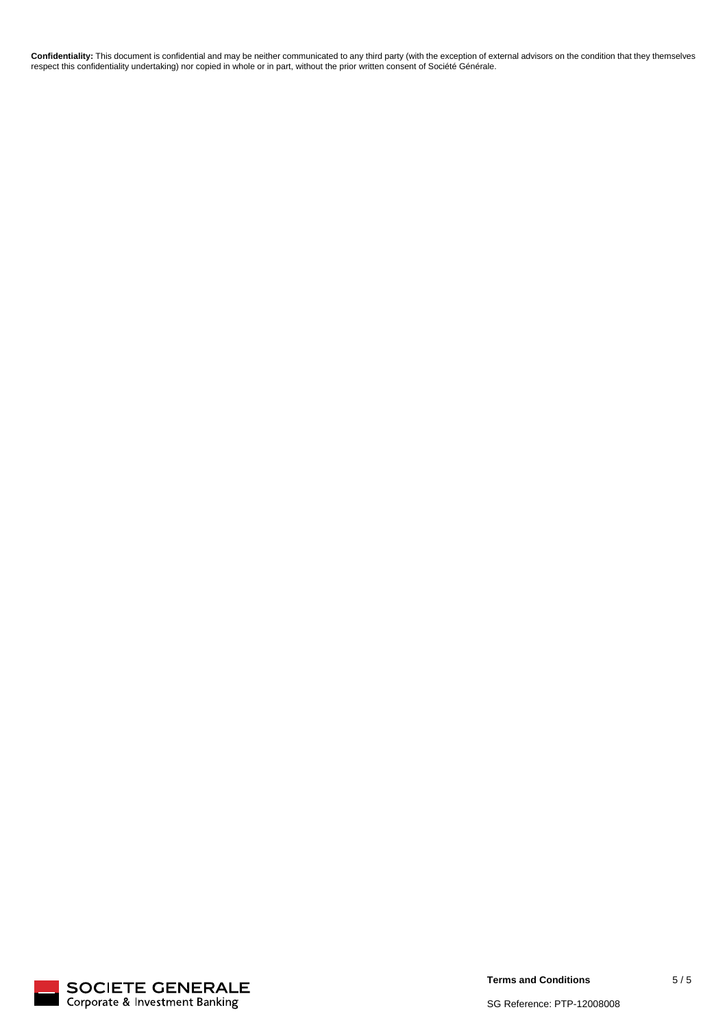**Confidentiality:** This document is confidential and may be neither communicated to any third party (with the exception of external advisors on the condition that they themselves respect this confidentiality undertaking) nor copied in whole or in part, without the prior written consent of Société Générale.